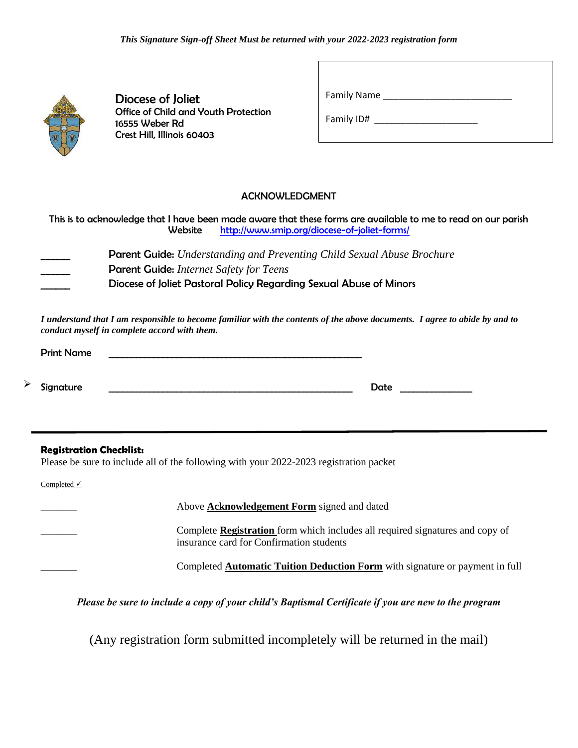*This Signature Sign-off Sheet Must be returned with your 2022-2023 registration form*

**Diocese of Joliet**
Office of Child and Youth Protection
16555 Weber Rd
Crest Hill, Illinois 60403

Family Name ___________________________

Family ID# ______________________

## ACKNOWLEDGMENT

This is to acknowledge that I have been made aware that these forms are available to me to read on our parish Website http://www.smip.org/diocese-of-joliet-forms/

______ **Parent Guide:** *Understanding and Preventing Child Sexual Abuse Brochure*
______ **Parent Guide:** *Internet Safety for Teens*
______ **Diocese of Joliet Pastoral Policy Regarding Sexual Abuse of Minors**

***I understand that I am responsible to become familiar with the contents of the above documents. I agree to abide by and to conduct myself in complete accord with them.***

Print Name ______________________________________________________

➢ Signature ____________________________________________________ Date _______________

---

**Registration Checklist:**
Please be sure to include all of the following with your 2022-2023 registration packet

Completed ✓

_______ Above **Acknowledgement Form** signed and dated

_______ Complete **Registration** form which includes all required signatures and copy of insurance card for Confirmation students

_______ Completed **Automatic Tuition Deduction Form** with signature or payment in full

***Please be sure to include a copy of your child's Baptismal Certificate if you are new to the program***

(Any registration form submitted incompletely will be returned in the mail)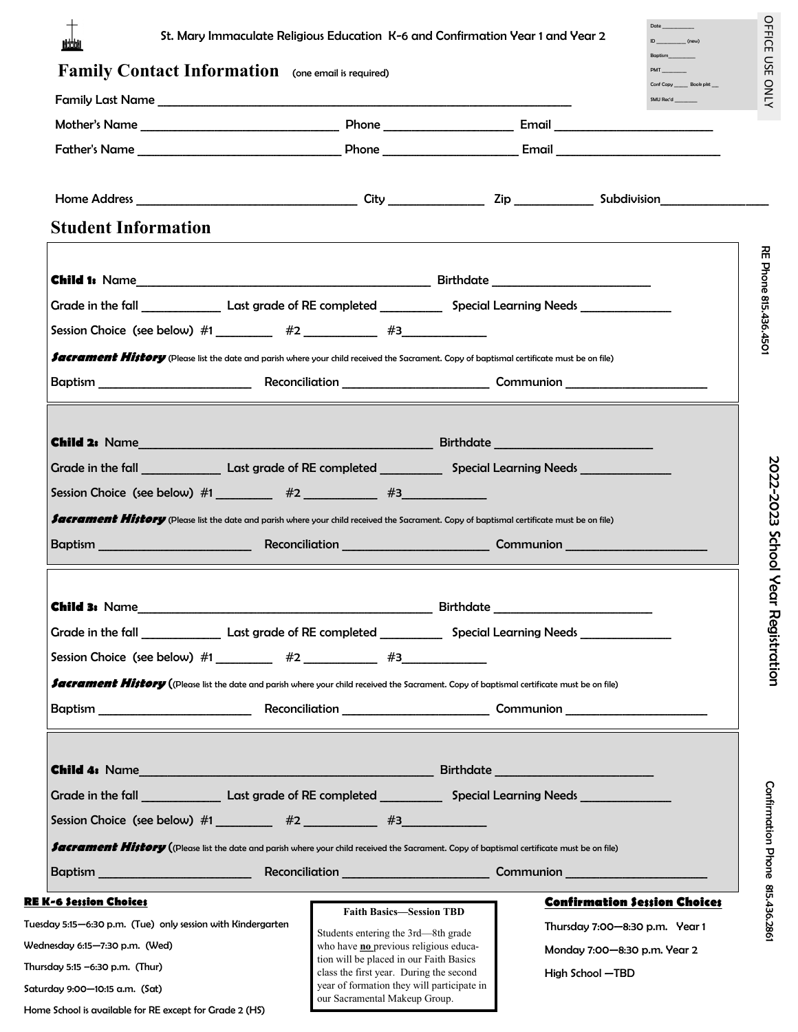St. Mary Immaculate Religious Education K-6 and Confirmation Year 1 and Year 2

# Family Contact Information (one email is required)

OFFICE USE ONLY

Date ________
ID ________ (new)
Baptism________
PMT ________
Conf Copy _____ Book plst __
SMU Rec'd ________

Family Last Name ____________________________________________________________

Mother's Name ____________________________ Phone __________________ Email ________________________

Father's Name ____________________________ Phone __________________ Email ________________________

Home Address ______________________________ City ______________ Zip ___________ Subdivision________________

# Student Information

**Child 1:** Name_____________________________________________ Birthdate ________________________

Grade in the fall ___________ Last grade of RE completed _________ Special Learning Needs _____________

Session Choice (see below) #1 ________ #2 __________ #3____________

***Sacrament History*** (Please list the date and parish where your child received the Sacrament. Copy of baptismal certificate must be on file)

Baptism ______________________ Reconciliation _____________________ Communion _____________________

**Child 2:** Name_____________________________________________ Birthdate ________________________

Grade in the fall ___________ Last grade of RE completed _________ Special Learning Needs _____________

Session Choice (see below) #1 ________ #2 __________ #3____________

***Sacrament History*** (Please list the date and parish where your child received the Sacrament. Copy of baptismal certificate must be on file)

Baptism ______________________ Reconciliation _____________________ Communion _____________________

**Child 3:** Name_____________________________________________ Birthdate ________________________

Grade in the fall ___________ Last grade of RE completed _________ Special Learning Needs _____________

Session Choice (see below) #1 ________ #2 __________ #3____________

***Sacrament History*** ((Please list the date and parish where your child received the Sacrament. Copy of baptismal certificate must be on file)

Baptism ______________________ Reconciliation _____________________ Communion _____________________

**Child 4:** Name_____________________________________________ Birthdate ________________________

Grade in the fall ___________ Last grade of RE completed _________ Special Learning Needs _____________

Session Choice (see below) #1 ________ #2 __________ #3____________

***Sacrament History*** ((Please list the date and parish where your child received the Sacrament. Copy of baptismal certificate must be on file)

Baptism ______________________ Reconciliation _____________________ Communion _____________________

**RE K-6 Session Choices**

Tuesday 5:15—6:30 p.m. (Tue) only session with Kindergarten

Wednesday 6:15—7:30 p.m. (Wed)

Thursday 5:15 –6:30 p.m. (Thur)

Saturday 9:00—10:15 a.m. (Sat)

Home School is available for RE except for Grade 2 (HS)

**Faith Basics—Session TBD**

Students entering the 3rd—8th grade who have **no** previous religious education will be placed in our Faith Basics class the first year. During the second year of formation they will participate in our Sacramental Makeup Group.

**Confirmation Session Choices**

Thursday 7:00—8:30 p.m. Year 1

Monday 7:00—8:30 p.m. Year 2

High School —TBD

RE Phone 815.436.4501

2022-2023 School Year Registration

Confirmation Phone 815.436.2861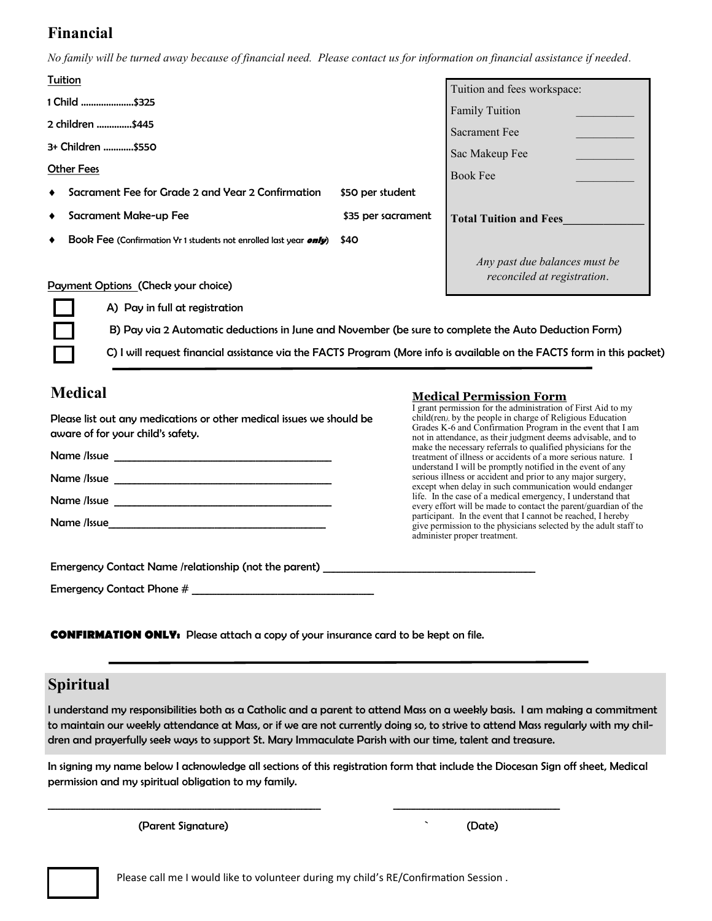## Financial

*No family will be turned away because of financial need. Please contact us for information on financial assistance if needed.*

Tuition

1 Child .....................$325

2 children ..............$445

3+ Children ............$550

Other Fees

- Sacrament Fee for Grade 2 and Year 2 Confirmation — $50 per student
- Sacrament Make-up Fee — $35 per sacrament
- Book Fee (Confirmation Yr 1 students not enrolled last year ***only***) — $40

| Tuition and fees workspace: | |
|---|---|
| Family Tuition | __________ |
| Sacrament Fee | __________ |
| Sac Makeup Fee | __________ |
| Book Fee | __________ |
| **Total Tuition and Fees** | ______________ |

*Any past due balances must be reconciled at registration.*

Payment Options (Check your choice)

☐ A) Pay in full at registration

☐ B) Pay via 2 Automatic deductions in June and November (be sure to complete the Auto Deduction Form)

☐ C) I will request financial assistance via the FACTS Program (More info is available on the FACTS form in this packet)

## Medical

Please list out any medications or other medical issues we should be aware of for your child's safety.

Name /Issue ________________________________________

Name /Issue ________________________________________

Name /Issue ________________________________________

Name /Issue________________________________________

### Medical Permission Form

I grant permission for the administration of First Aid to my child(ren), by the people in charge of Religious Education Grades K-6 and Confirmation Program in the event that I am not in attendance, as their judgment deems advisable, and to make the necessary referrals to qualified physicians for the treatment of illness or accidents of a more serious nature. I understand I will be promptly notified in the event of any serious illness or accident and prior to any major surgery, except when delay in such communication would endanger life. In the case of a medical emergency, I understand that every effort will be made to contact the parent/guardian of the participant. In the event that I cannot be reached, I hereby give permission to the physicians selected by the adult staff to administer proper treatment.

Emergency Contact Name /relationship (not the parent) ________________________________________

Emergency Contact Phone # __________________________________

**CONFIRMATION ONLY:** Please attach a copy of your insurance card to be kept on file.

## Spiritual

**I understand my responsibilities both as a Catholic and a parent to attend Mass on a weekly basis. I am making a commitment to maintain our weekly attendance at Mass, or if we are not currently doing so, to strive to attend Mass regularly with my children and prayerfully seek ways to support St. Mary Immaculate Parish with our time, talent and treasure.**

In signing my name below I acknowledge all sections of this registration form that include the Diocesan Sign off sheet, Medical permission and my spiritual obligation to my family.

_____________________________________________________ _________________________________

(Parent Signature) (Date)

☐ Please call me I would like to volunteer during my child's RE/Confirmation Session .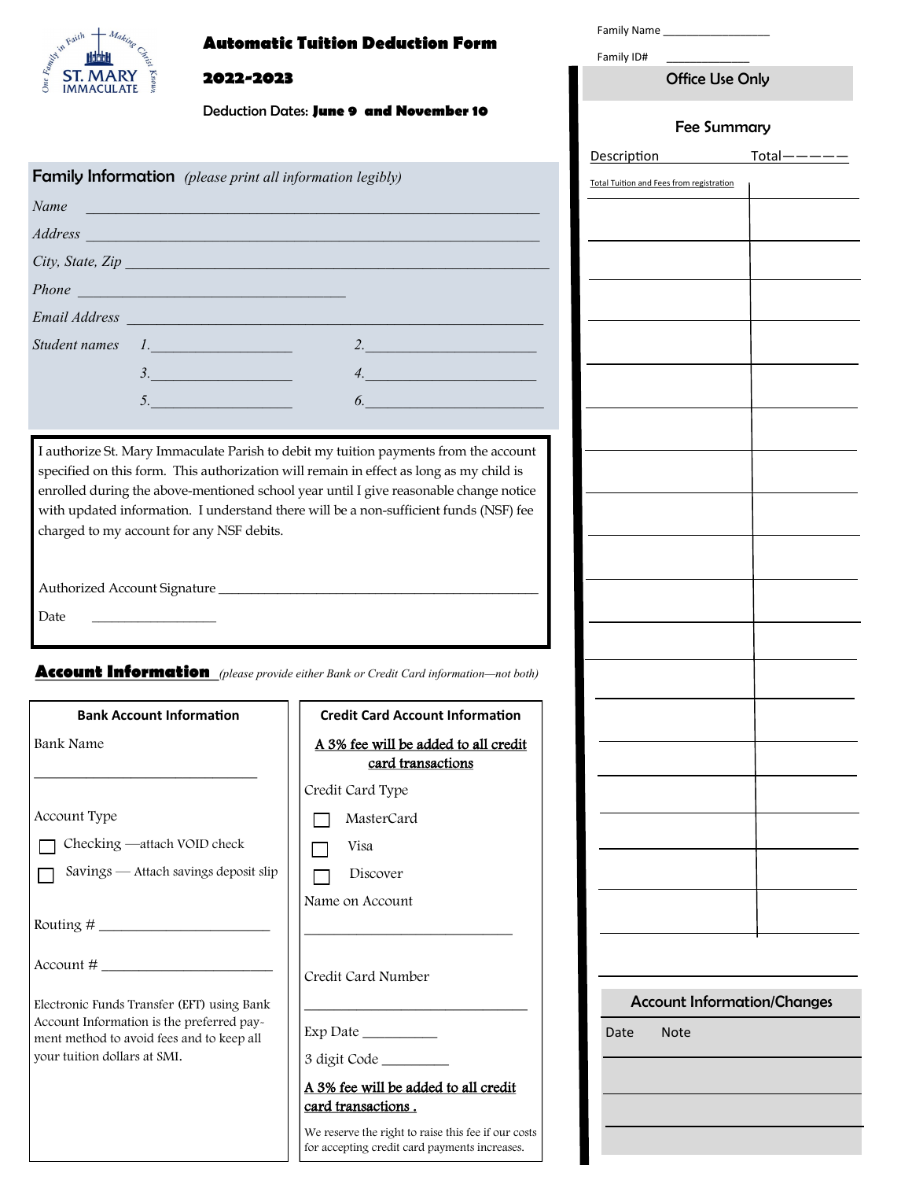# Automatic Tuition Deduction Form

## 2022-2023

Deduction Dates: **June 9 and November 10**

Family Name ___________________

Family ID# ______________

## Office Use Only

### Fee Summary

| Description | Total |
|---|---|
| Total Tuition and Fees from registration | |
| | |
| | |
| | |
| | |
| | |
| | |
| | |
| | |
| | |
| | |
| | |
| | |
| | |
| | |
| | |
| | |

### Account Information/Changes

| Date | Note |
|---|---|
| | |
| | |
| | |

## Family Information *(please print all information legibly)*

*Name* ___________________________________________

*Address* ___________________________________________

*City, State, Zip* ___________________________________________

*Phone* ___________________________

*Email Address* ___________________________________________

*Student names* *1.*___________________ *2.*___________________

*3.*___________________ *4.*___________________

*5.*___________________ *6.*___________________

I authorize St. Mary Immaculate Parish to debit my tuition payments from the account specified on this form. This authorization will remain in effect as long as my child is enrolled during the above-mentioned school year until I give reasonable change notice with updated information. I understand there will be a non-sufficient funds (NSF) fee charged to my account for any NSF debits.

Authorized Account Signature ___________________________________________

Date __________________

## Account Information *(please provide either Bank or Credit Card information—not both)*

### Bank Account Information

Bank Name

________________________________

Account Type

☐ Checking —attach VOID check

☐ Savings — Attach savings deposit slip

Routing # ________________________

Account # ________________________

Electronic Funds Transfer (EFT) using Bank Account Information is the preferred payment method to avoid fees and to keep all your tuition dollars at SMI.

### Credit Card Account Information

<u>A 3% fee will be added to all credit card transactions</u>

Credit Card Type

☐ MasterCard

☐ Visa

☐ Discover

Name on Account

______________________________

Credit Card Number

______________________________

Exp Date ___________

3 digit Code __________

<u>A 3% fee will be added to all credit card transactions .</u>

We reserve the right to raise this fee if our costs for accepting credit card payments increases.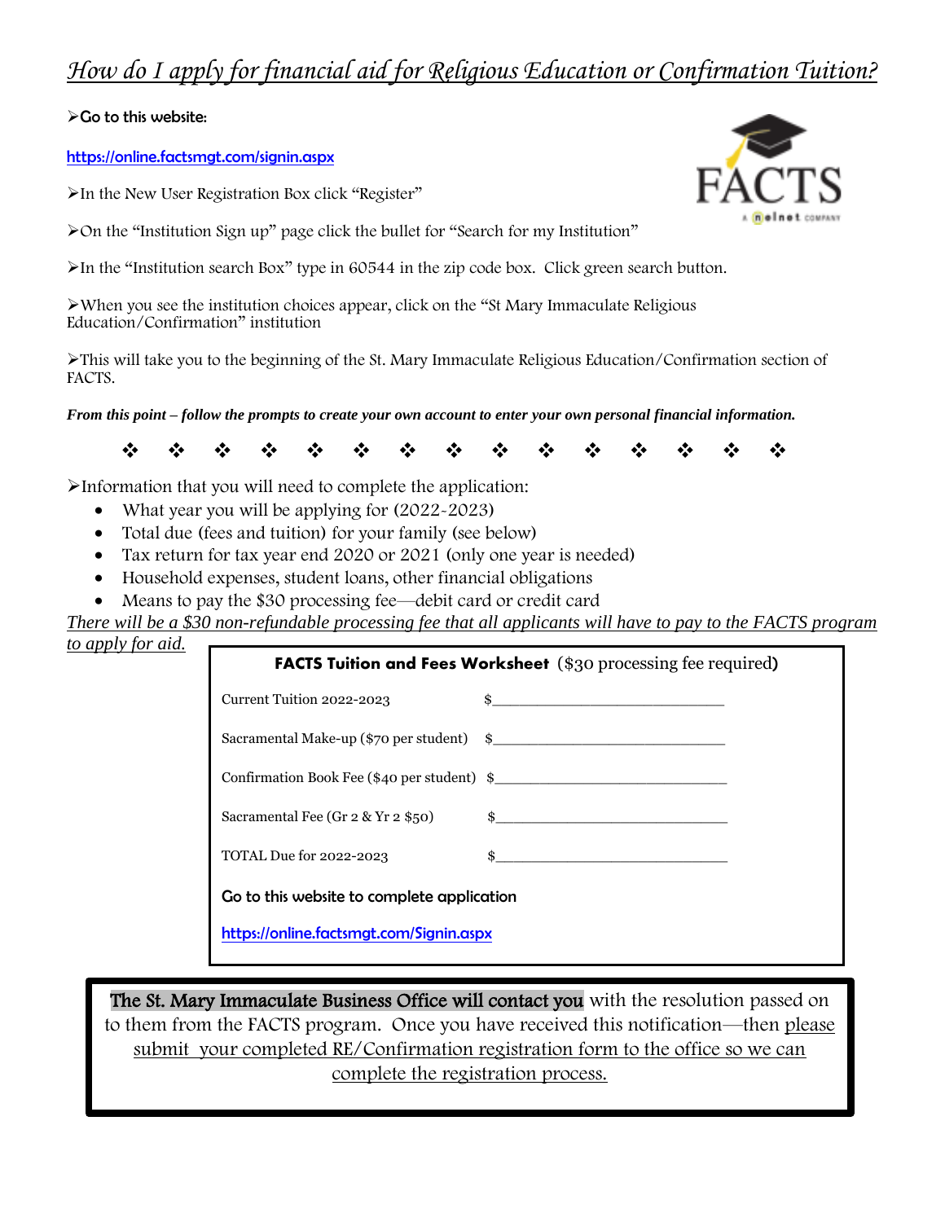# *How do I apply for financial aid for Religious Education or Confirmation Tuition?*

➢Go to this website:

https://online.factsmgt.com/signin.aspx

➢In the New User Registration Box click "Register"

➢On the "Institution Sign up" page click the bullet for "Search for my Institution"

➢In the "Institution search Box" type in 60544 in the zip code box. Click green search button.

➢When you see the institution choices appear, click on the "St Mary Immaculate Religious Education/Confirmation" institution

➢This will take you to the beginning of the St. Mary Immaculate Religious Education/Confirmation section of FACTS.

***From this point – follow the prompts to create your own account to enter your own personal financial information.***

❖ ❖ ❖ ❖ ❖ ❖ ❖ ❖ ❖ ❖ ❖ ❖ ❖ ❖ ❖

➢Information that you will need to complete the application:

- What year you will be applying for (2022-2023)
- Total due (fees and tuition) for your family (see below)
- Tax return for tax year end 2020 or 2021 (only one year is needed)
- Household expenses, student loans, other financial obligations
- Means to pay the $30 processing fee—debit card or credit card

*There will be a $30 non-refundable processing fee that all applicants will have to pay to the FACTS program to apply for aid.*

**FACTS Tuition and Fees Worksheet** ($30 processing fee required)

| | |
|---|---|
| Current Tuition 2022-2023 | $_______________ |
| Sacramental Make-up ($70 per student) | $_______________ |
| Confirmation Book Fee ($40 per student) | $_______________ |
| Sacramental Fee (Gr 2 & Yr 2 $50) | $_______________ |
| TOTAL Due for 2022-2023 | $_______________ |

Go to this website to complete application

https://online.factsmgt.com/Signin.aspx

**The St. Mary Immaculate Business Office will contact you** with the resolution passed on to them from the FACTS program. Once you have received this notification—then please submit your completed RE/Confirmation registration form to the office so we can complete the registration process.